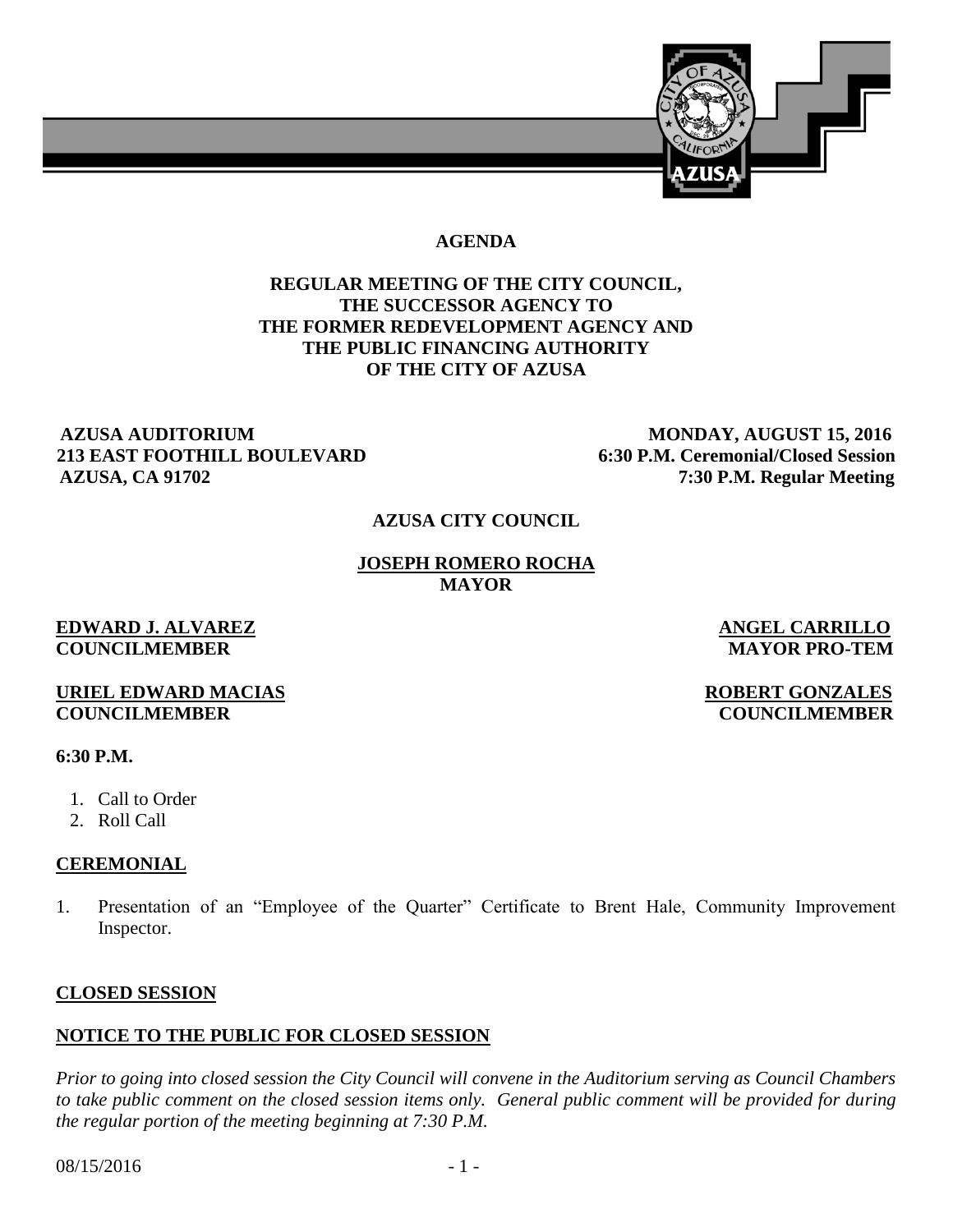# AGENDA

## REGULAR MEETING OF THE CITY COUNCIL, THE SUCCESSOR AGENCY TO THE FORMER REDEVELOPMENT AGENCY AND THE PUBLIC FINANCING AUTHORITY OF THE CITY OF AZUSA

**AZUSA AUDITORIUM**
**213 EAST FOOTHILL BOULEVARD**
**AZUSA, CA 91702**

**MONDAY, AUGUST 15, 2016**
**6:30 P.M. Ceremonial/Closed Session**
**7:30 P.M. Regular Meeting**

**AZUSA CITY COUNCIL**

**JOSEPH ROMERO ROCHA**
**MAYOR**

**EDWARD J. ALVAREZ**
**COUNCILMEMBER**

**ANGEL CARRILLO**
**MAYOR PRO-TEM**

**URIEL EDWARD MACIAS**
**COUNCILMEMBER**

**ROBERT GONZALES**
**COUNCILMEMBER**

**6:30 P.M.**

1. Call to Order
2. Roll Call

## CEREMONIAL

1. Presentation of an "Employee of the Quarter" Certificate to Brent Hale, Community Improvement Inspector.

## CLOSED SESSION

## NOTICE TO THE PUBLIC FOR CLOSED SESSION

*Prior to going into closed session the City Council will convene in the Auditorium serving as Council Chambers to take public comment on the closed session items only. General public comment will be provided for during the regular portion of the meeting beginning at 7:30 P.M.*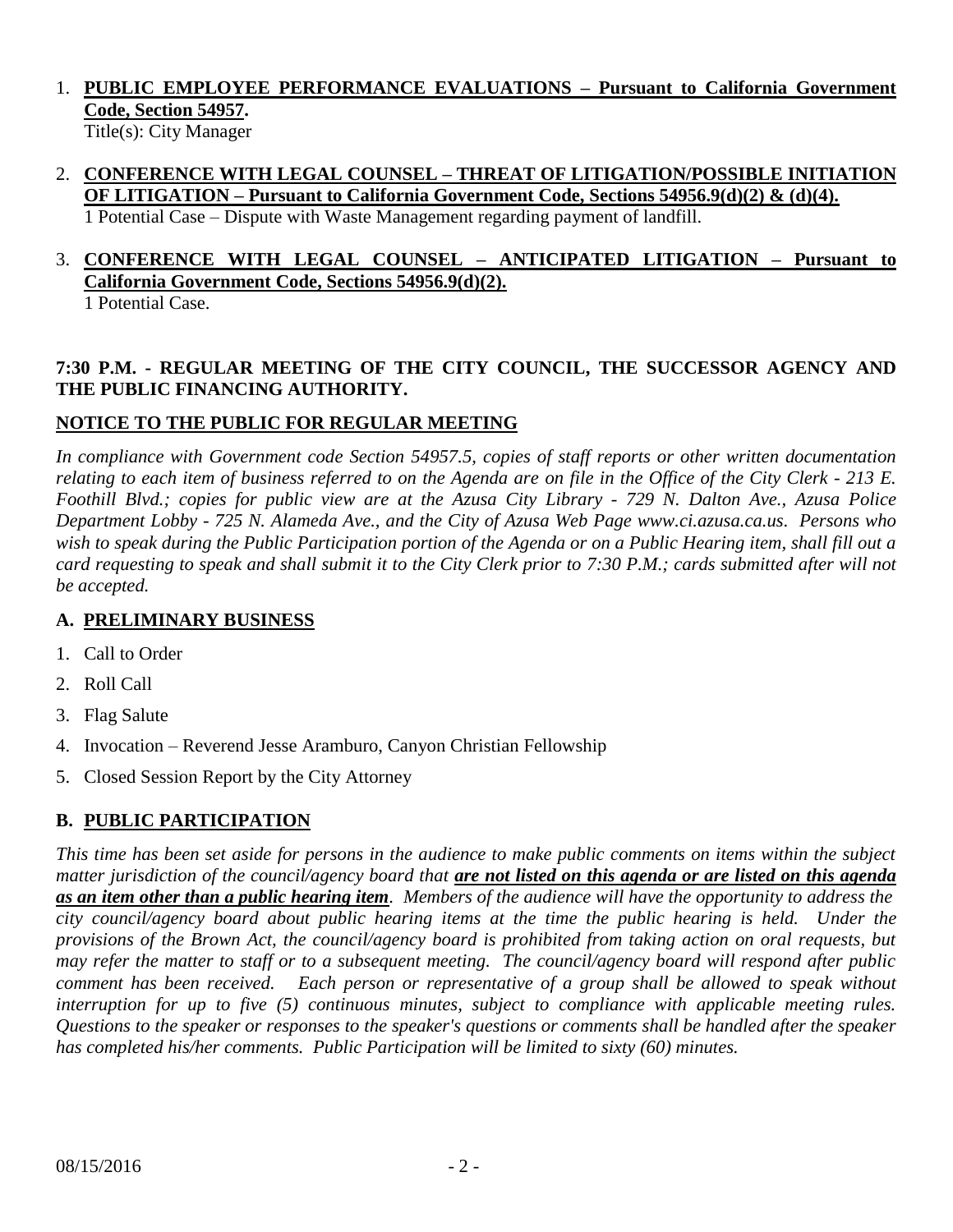1. **PUBLIC EMPLOYEE PERFORMANCE EVALUATIONS – Pursuant to California Government Code, Section 54957.**
   Title(s): City Manager

2. **CONFERENCE WITH LEGAL COUNSEL – THREAT OF LITIGATION/POSSIBLE INITIATION OF LITIGATION – Pursuant to California Government Code, Sections 54956.9(d)(2) & (d)(4).**
   1 Potential Case – Dispute with Waste Management regarding payment of landfill.

3. **CONFERENCE WITH LEGAL COUNSEL – ANTICIPATED LITIGATION – Pursuant to California Government Code, Sections 54956.9(d)(2).**
   1 Potential Case.

**7:30 P.M. - REGULAR MEETING OF THE CITY COUNCIL, THE SUCCESSOR AGENCY AND THE PUBLIC FINANCING AUTHORITY.**

**NOTICE TO THE PUBLIC FOR REGULAR MEETING**

*In compliance with Government code Section 54957.5, copies of staff reports or other written documentation relating to each item of business referred to on the Agenda are on file in the Office of the City Clerk - 213 E. Foothill Blvd.; copies for public view are at the Azusa City Library - 729 N. Dalton Ave., Azusa Police Department Lobby - 725 N. Alameda Ave., and the City of Azusa Web Page www.ci.azusa.ca.us. Persons who wish to speak during the Public Participation portion of the Agenda or on a Public Hearing item, shall fill out a card requesting to speak and shall submit it to the City Clerk prior to 7:30 P.M.; cards submitted after will not be accepted.*

## A. PRELIMINARY BUSINESS

1. Call to Order
2. Roll Call
3. Flag Salute
4. Invocation – Reverend Jesse Aramburo, Canyon Christian Fellowship
5. Closed Session Report by the City Attorney

## B. PUBLIC PARTICIPATION

*This time has been set aside for persons in the audience to make public comments on items within the subject matter jurisdiction of the council/agency board that **are not listed on this agenda or are listed on this agenda as an item other than a public hearing item**. Members of the audience will have the opportunity to address the city council/agency board about public hearing items at the time the public hearing is held. Under the provisions of the Brown Act, the council/agency board is prohibited from taking action on oral requests, but may refer the matter to staff or to a subsequent meeting. The council/agency board will respond after public comment has been received. Each person or representative of a group shall be allowed to speak without interruption for up to five (5) continuous minutes, subject to compliance with applicable meeting rules. Questions to the speaker or responses to the speaker's questions or comments shall be handled after the speaker has completed his/her comments. Public Participation will be limited to sixty (60) minutes.*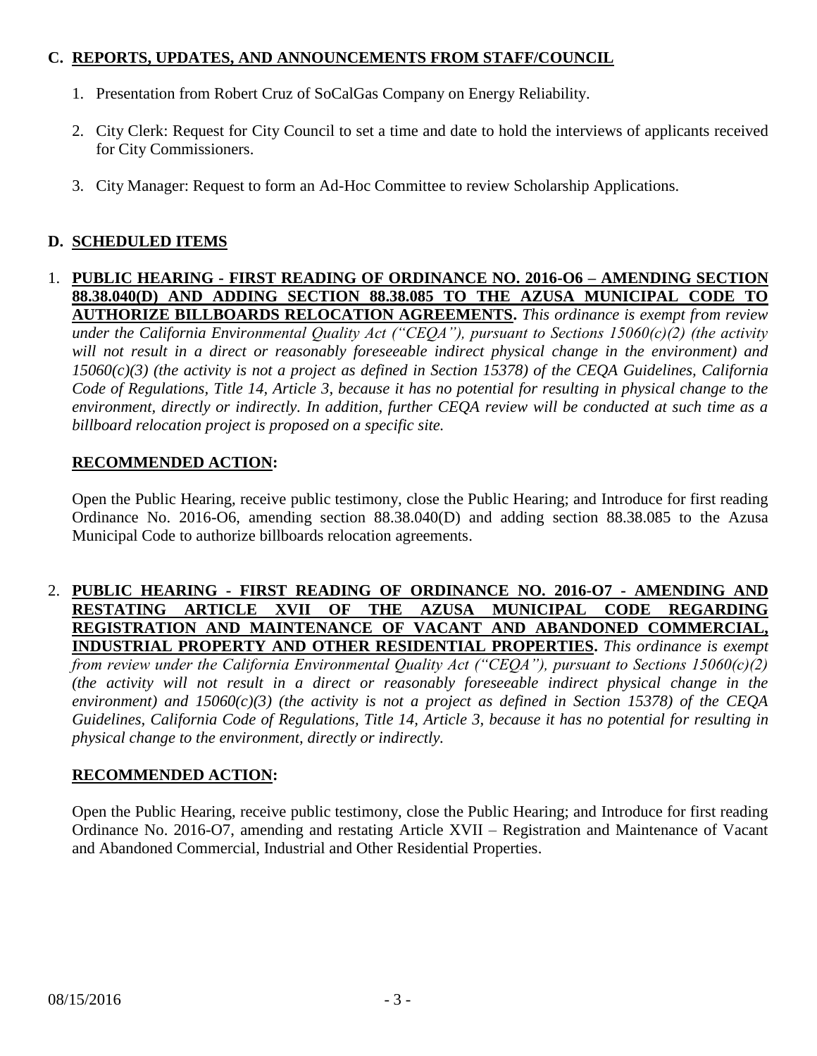## C. REPORTS, UPDATES, AND ANNOUNCEMENTS FROM STAFF/COUNCIL

1. Presentation from Robert Cruz of SoCalGas Company on Energy Reliability.

2. City Clerk: Request for City Council to set a time and date to hold the interviews of applicants received for City Commissioners.

3. City Manager: Request to form an Ad-Hoc Committee to review Scholarship Applications.

## D. SCHEDULED ITEMS

1. **PUBLIC HEARING - FIRST READING OF ORDINANCE NO. 2016-O6 – AMENDING SECTION 88.38.040(D) AND ADDING SECTION 88.38.085 TO THE AZUSA MUNICIPAL CODE TO AUTHORIZE BILLBOARDS RELOCATION AGREEMENTS.** *This ordinance is exempt from review under the California Environmental Quality Act ("CEQA"), pursuant to Sections 15060(c)(2) (the activity will not result in a direct or reasonably foreseeable indirect physical change in the environment) and 15060(c)(3) (the activity is not a project as defined in Section 15378) of the CEQA Guidelines, California Code of Regulations, Title 14, Article 3, because it has no potential for resulting in physical change to the environment, directly or indirectly. In addition, further CEQA review will be conducted at such time as a billboard relocation project is proposed on a specific site.*

   **RECOMMENDED ACTION:**

   Open the Public Hearing, receive public testimony, close the Public Hearing; and Introduce for first reading Ordinance No. 2016-O6, amending section 88.38.040(D) and adding section 88.38.085 to the Azusa Municipal Code to authorize billboards relocation agreements.

2. **PUBLIC HEARING - FIRST READING OF ORDINANCE NO. 2016-O7 - AMENDING AND RESTATING ARTICLE XVII OF THE AZUSA MUNICIPAL CODE REGARDING REGISTRATION AND MAINTENANCE OF VACANT AND ABANDONED COMMERCIAL, INDUSTRIAL PROPERTY AND OTHER RESIDENTIAL PROPERTIES.** *This ordinance is exempt from review under the California Environmental Quality Act ("CEQA"), pursuant to Sections 15060(c)(2) (the activity will not result in a direct or reasonably foreseeable indirect physical change in the environment) and 15060(c)(3) (the activity is not a project as defined in Section 15378) of the CEQA Guidelines, California Code of Regulations, Title 14, Article 3, because it has no potential for resulting in physical change to the environment, directly or indirectly.*

   **RECOMMENDED ACTION:**

   Open the Public Hearing, receive public testimony, close the Public Hearing; and Introduce for first reading Ordinance No. 2016-O7, amending and restating Article XVII – Registration and Maintenance of Vacant and Abandoned Commercial, Industrial and Other Residential Properties.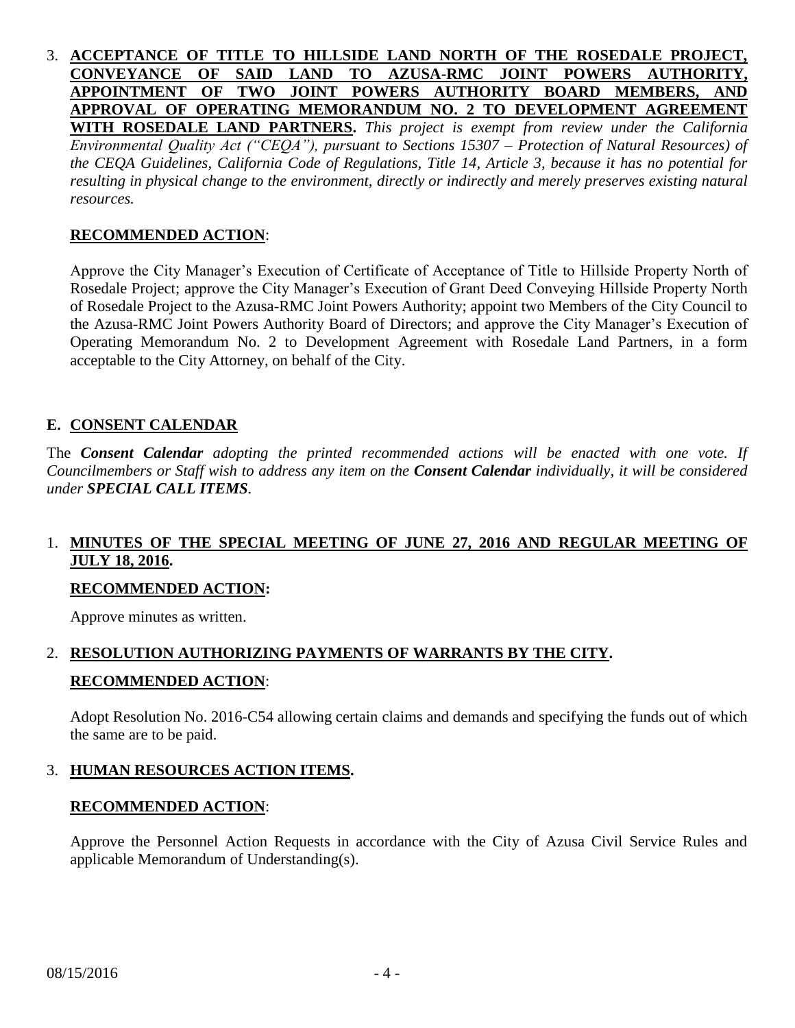3. **ACCEPTANCE OF TITLE TO HILLSIDE LAND NORTH OF THE ROSEDALE PROJECT, CONVEYANCE OF SAID LAND TO AZUSA-RMC JOINT POWERS AUTHORITY, APPOINTMENT OF TWO JOINT POWERS AUTHORITY BOARD MEMBERS, AND APPROVAL OF OPERATING MEMORANDUM NO. 2 TO DEVELOPMENT AGREEMENT WITH ROSEDALE LAND PARTNERS.** *This project is exempt from review under the California Environmental Quality Act ("CEQA"), pursuant to Sections 15307 – Protection of Natural Resources) of the CEQA Guidelines, California Code of Regulations, Title 14, Article 3, because it has no potential for resulting in physical change to the environment, directly or indirectly and merely preserves existing natural resources.*

   **RECOMMENDED ACTION**:

   Approve the City Manager's Execution of Certificate of Acceptance of Title to Hillside Property North of Rosedale Project; approve the City Manager's Execution of Grant Deed Conveying Hillside Property North of Rosedale Project to the Azusa-RMC Joint Powers Authority; appoint two Members of the City Council to the Azusa-RMC Joint Powers Authority Board of Directors; and approve the City Manager's Execution of Operating Memorandum No. 2 to Development Agreement with Rosedale Land Partners, in a form acceptable to the City Attorney, on behalf of the City.

## E. CONSENT CALENDAR

The ***Consent Calendar*** *adopting the printed recommended actions will be enacted with one vote. If Councilmembers or Staff wish to address any item on the* ***Consent Calendar*** *individually, it will be considered under* ***SPECIAL CALL ITEMS****.*

1. **MINUTES OF THE SPECIAL MEETING OF JUNE 27, 2016 AND REGULAR MEETING OF JULY 18, 2016.**

   **RECOMMENDED ACTION:**

   Approve minutes as written.

2. **RESOLUTION AUTHORIZING PAYMENTS OF WARRANTS BY THE CITY.**

   **RECOMMENDED ACTION**:

   Adopt Resolution No. 2016-C54 allowing certain claims and demands and specifying the funds out of which the same are to be paid.

3. **HUMAN RESOURCES ACTION ITEMS.**

   **RECOMMENDED ACTION**:

   Approve the Personnel Action Requests in accordance with the City of Azusa Civil Service Rules and applicable Memorandum of Understanding(s).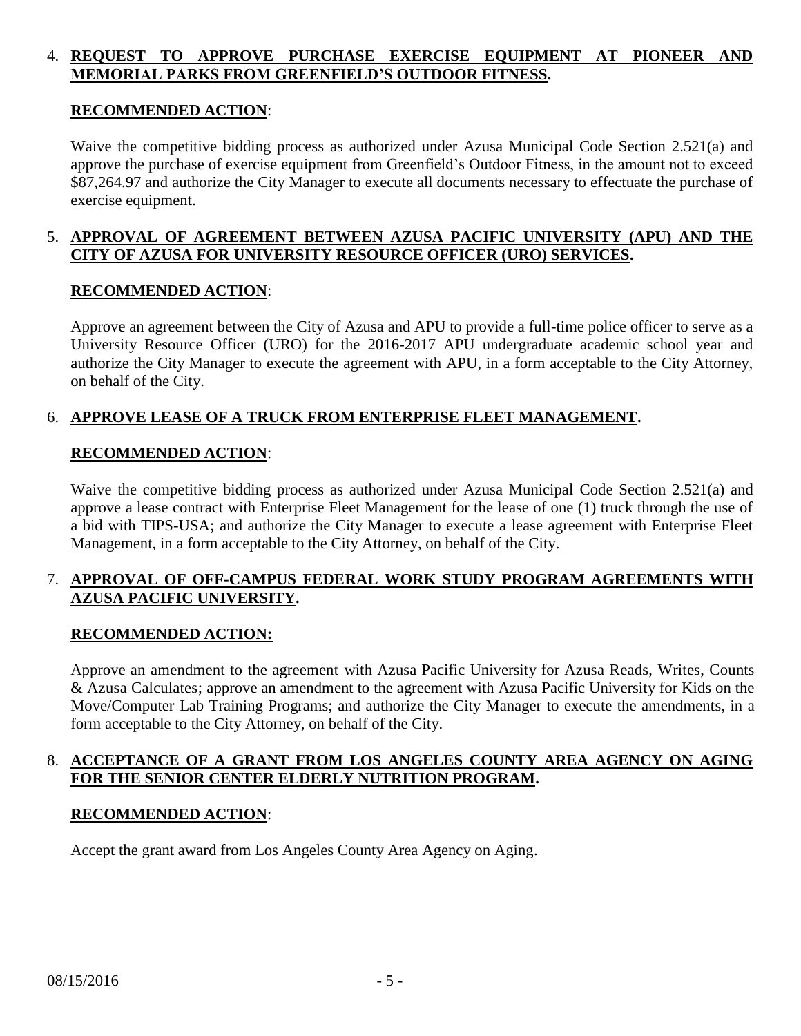4. **REQUEST TO APPROVE PURCHASE EXERCISE EQUIPMENT AT PIONEER AND MEMORIAL PARKS FROM GREENFIELD'S OUTDOOR FITNESS.**

   **RECOMMENDED ACTION**:

   Waive the competitive bidding process as authorized under Azusa Municipal Code Section 2.521(a) and approve the purchase of exercise equipment from Greenfield's Outdoor Fitness, in the amount not to exceed $87,264.97 and authorize the City Manager to execute all documents necessary to effectuate the purchase of exercise equipment.

5. **APPROVAL OF AGREEMENT BETWEEN AZUSA PACIFIC UNIVERSITY (APU) AND THE CITY OF AZUSA FOR UNIVERSITY RESOURCE OFFICER (URO) SERVICES.**

   **RECOMMENDED ACTION**:

   Approve an agreement between the City of Azusa and APU to provide a full-time police officer to serve as a University Resource Officer (URO) for the 2016-2017 APU undergraduate academic school year and authorize the City Manager to execute the agreement with APU, in a form acceptable to the City Attorney, on behalf of the City.

6. **APPROVE LEASE OF A TRUCK FROM ENTERPRISE FLEET MANAGEMENT.**

   **RECOMMENDED ACTION**:

   Waive the competitive bidding process as authorized under Azusa Municipal Code Section 2.521(a) and approve a lease contract with Enterprise Fleet Management for the lease of one (1) truck through the use of a bid with TIPS-USA; and authorize the City Manager to execute a lease agreement with Enterprise Fleet Management, in a form acceptable to the City Attorney, on behalf of the City.

7. **APPROVAL OF OFF-CAMPUS FEDERAL WORK STUDY PROGRAM AGREEMENTS WITH AZUSA PACIFIC UNIVERSITY.**

   **RECOMMENDED ACTION:**

   Approve an amendment to the agreement with Azusa Pacific University for Azusa Reads, Writes, Counts & Azusa Calculates; approve an amendment to the agreement with Azusa Pacific University for Kids on the Move/Computer Lab Training Programs; and authorize the City Manager to execute the amendments, in a form acceptable to the City Attorney, on behalf of the City.

8. **ACCEPTANCE OF A GRANT FROM LOS ANGELES COUNTY AREA AGENCY ON AGING FOR THE SENIOR CENTER ELDERLY NUTRITION PROGRAM.**

   **RECOMMENDED ACTION**:

   Accept the grant award from Los Angeles County Area Agency on Aging.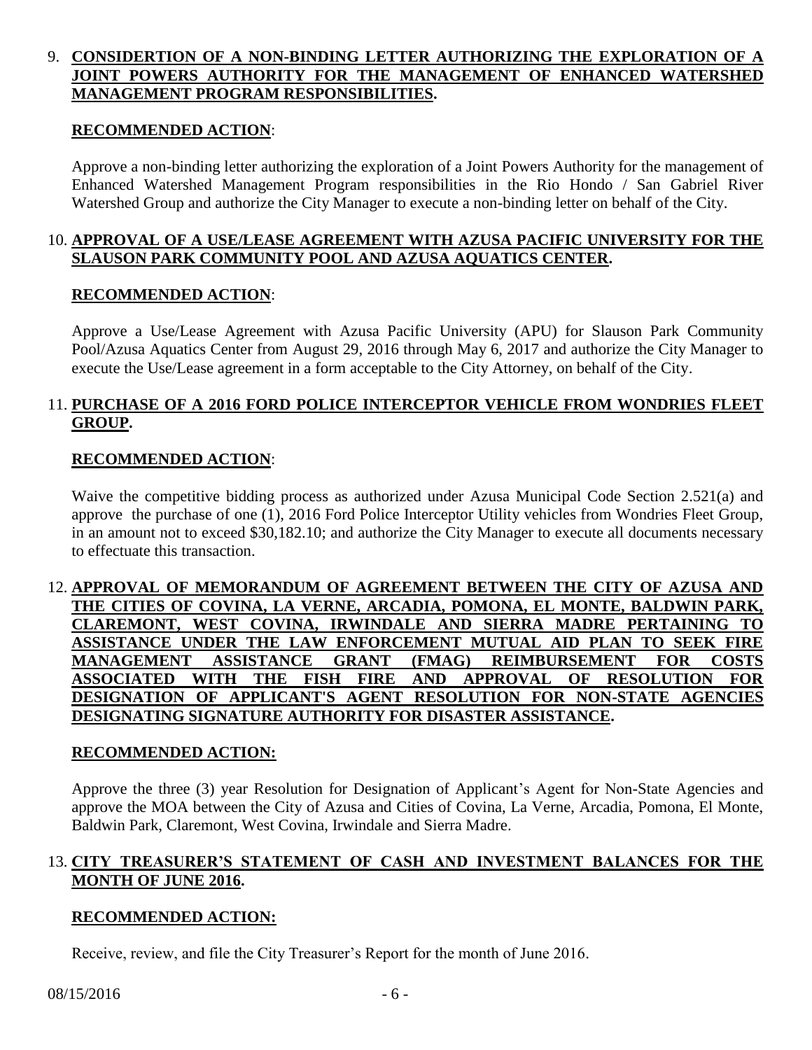9. **CONSIDERTION OF A NON-BINDING LETTER AUTHORIZING THE EXPLORATION OF A JOINT POWERS AUTHORITY FOR THE MANAGEMENT OF ENHANCED WATERSHED MANAGEMENT PROGRAM RESPONSIBILITIES.**

   **RECOMMENDED ACTION**:

   Approve a non-binding letter authorizing the exploration of a Joint Powers Authority for the management of Enhanced Watershed Management Program responsibilities in the Rio Hondo / San Gabriel River Watershed Group and authorize the City Manager to execute a non-binding letter on behalf of the City.

10. **APPROVAL OF A USE/LEASE AGREEMENT WITH AZUSA PACIFIC UNIVERSITY FOR THE SLAUSON PARK COMMUNITY POOL AND AZUSA AQUATICS CENTER.**

    **RECOMMENDED ACTION**:

    Approve a Use/Lease Agreement with Azusa Pacific University (APU) for Slauson Park Community Pool/Azusa Aquatics Center from August 29, 2016 through May 6, 2017 and authorize the City Manager to execute the Use/Lease agreement in a form acceptable to the City Attorney, on behalf of the City.

11. **PURCHASE OF A 2016 FORD POLICE INTERCEPTOR VEHICLE FROM WONDRIES FLEET GROUP.**

    **RECOMMENDED ACTION**:

    Waive the competitive bidding process as authorized under Azusa Municipal Code Section 2.521(a) and approve the purchase of one (1), 2016 Ford Police Interceptor Utility vehicles from Wondries Fleet Group, in an amount not to exceed $30,182.10; and authorize the City Manager to execute all documents necessary to effectuate this transaction.

12. **APPROVAL OF MEMORANDUM OF AGREEMENT BETWEEN THE CITY OF AZUSA AND THE CITIES OF COVINA, LA VERNE, ARCADIA, POMONA, EL MONTE, BALDWIN PARK, CLAREMONT, WEST COVINA, IRWINDALE AND SIERRA MADRE PERTAINING TO ASSISTANCE UNDER THE LAW ENFORCEMENT MUTUAL AID PLAN TO SEEK FIRE MANAGEMENT ASSISTANCE GRANT (FMAG) REIMBURSEMENT FOR COSTS ASSOCIATED WITH THE FISH FIRE AND APPROVAL OF RESOLUTION FOR DESIGNATION OF APPLICANT'S AGENT RESOLUTION FOR NON-STATE AGENCIES DESIGNATING SIGNATURE AUTHORITY FOR DISASTER ASSISTANCE.**

    **RECOMMENDED ACTION:**

    Approve the three (3) year Resolution for Designation of Applicant's Agent for Non-State Agencies and approve the MOA between the City of Azusa and Cities of Covina, La Verne, Arcadia, Pomona, El Monte, Baldwin Park, Claremont, West Covina, Irwindale and Sierra Madre.

13. **CITY TREASURER'S STATEMENT OF CASH AND INVESTMENT BALANCES FOR THE MONTH OF JUNE 2016.**

    **RECOMMENDED ACTION:**

    Receive, review, and file the City Treasurer's Report for the month of June 2016.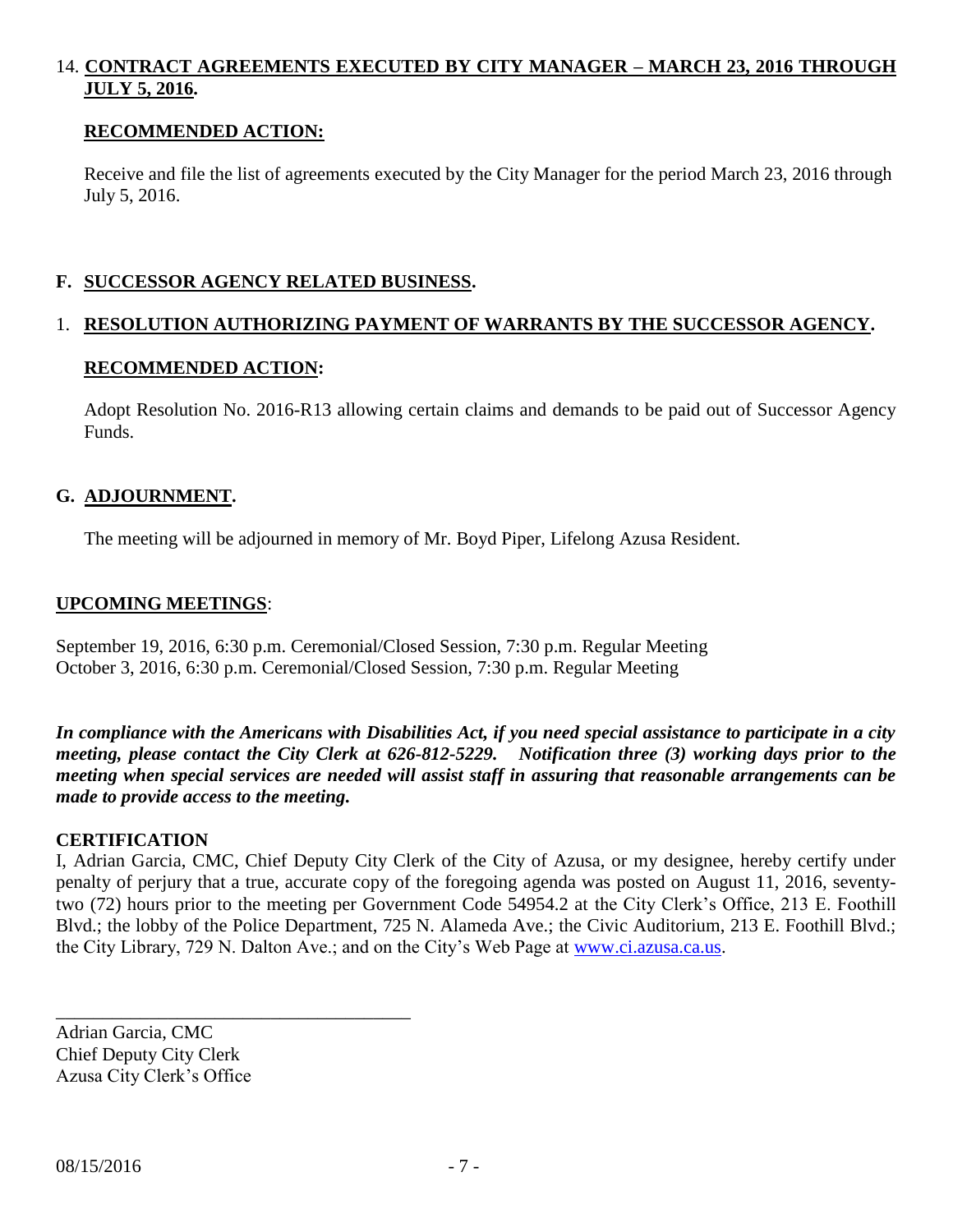14. **CONTRACT AGREEMENTS EXECUTED BY CITY MANAGER – MARCH 23, 2016 THROUGH JULY 5, 2016.**

**RECOMMENDED ACTION:**

Receive and file the list of agreements executed by the City Manager for the period March 23, 2016 through July 5, 2016.

## F. SUCCESSOR AGENCY RELATED BUSINESS.

1. **RESOLUTION AUTHORIZING PAYMENT OF WARRANTS BY THE SUCCESSOR AGENCY.**

**RECOMMENDED ACTION:**

Adopt Resolution No. 2016-R13 allowing certain claims and demands to be paid out of Successor Agency Funds.

## G. ADJOURNMENT.

The meeting will be adjourned in memory of Mr. Boyd Piper, Lifelong Azusa Resident.

**UPCOMING MEETINGS**:

September 19, 2016, 6:30 p.m. Ceremonial/Closed Session, 7:30 p.m. Regular Meeting
October 3, 2016, 6:30 p.m. Ceremonial/Closed Session, 7:30 p.m. Regular Meeting

***In compliance with the Americans with Disabilities Act, if you need special assistance to participate in a city meeting, please contact the City Clerk at 626-812-5229. Notification three (3) working days prior to the meeting when special services are needed will assist staff in assuring that reasonable arrangements can be made to provide access to the meeting.***

**CERTIFICATION**

I, Adrian Garcia, CMC, Chief Deputy City Clerk of the City of Azusa, or my designee, hereby certify under penalty of perjury that a true, accurate copy of the foregoing agenda was posted on August 11, 2016, seventy-two (72) hours prior to the meeting per Government Code 54954.2 at the City Clerk's Office, 213 E. Foothill Blvd.; the lobby of the Police Department, 725 N. Alameda Ave.; the Civic Auditorium, 213 E. Foothill Blvd.; the City Library, 729 N. Dalton Ave.; and on the City's Web Page at www.ci.azusa.ca.us.

\_\_\_\_\_\_\_\_\_\_\_\_\_\_\_\_\_\_\_\_\_\_\_\_\_\_\_\_\_\_\_\_\_\_\_\_\_\_\_

Adrian Garcia, CMC
Chief Deputy City Clerk
Azusa City Clerk's Office

08/15/2016